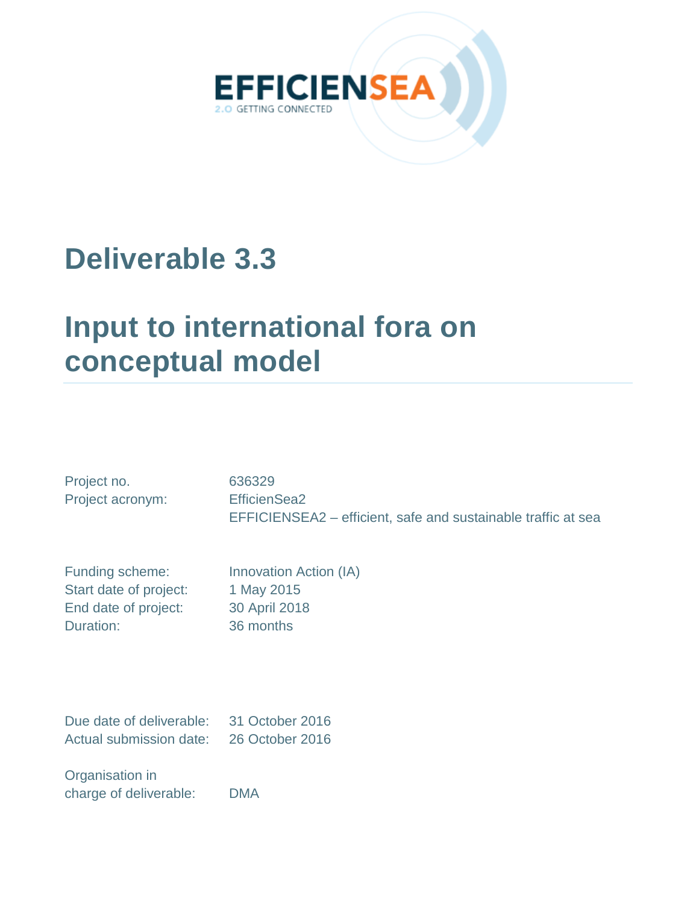EFFICIENSEA

2.0 GETTING CONNECTED

# Deliverable 3.3

# Input to international fora on conceptual model

| | |
|---|---|
| Project no. | 636329 |
| Project acronym: | EfficienSea2 |
| | EFFICIENSEA2 – efficient, safe and sustainable traffic at sea |

| | |
|---|---|
| Funding scheme: | Innovation Action (IA) |
| Start date of project: | 1 May 2015 |
| End date of project: | 30 April 2018 |
| Duration: | 36 months |

| | |
|---|---|
| Due date of deliverable: | 31 October 2016 |
| Actual submission date: | 26 October 2016 |

| | |
|---|---|
| Organisation in charge of deliverable: | DMA |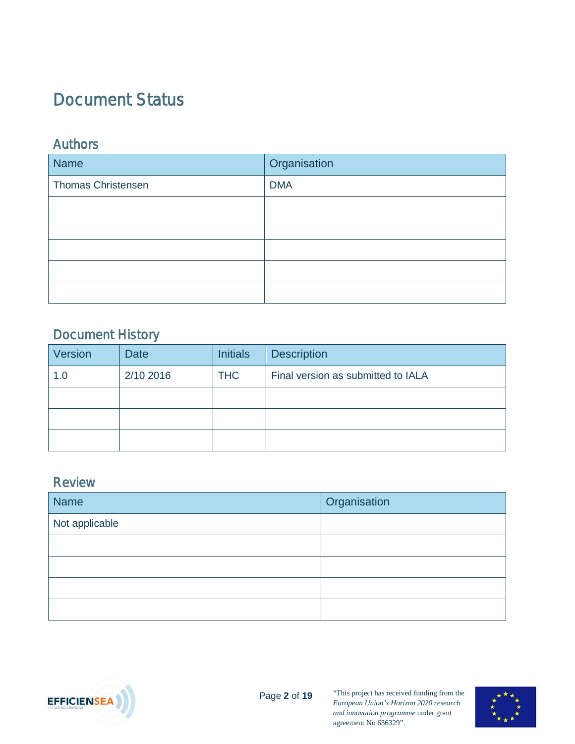# Document Status

## Authors

| Name | Organisation |
|---|---|
| Thomas Christensen | DMA |
| | |
| | |
| | |
| | |
| | |

## Document History

| Version | Date | Initials | Description |
|---|---|---|---|
| 1.0 | 2/10 2016 | THC | Final version as submitted to IALA |
| | | | |
| | | | |
| | | | |

## Review

| Name | Organisation |
|---|---|
| Not applicable | |
| | |
| | |
| | |
| | |

"This project has received funding from the *European Union's Horizon 2020 research and innovation programme* under grant agreement No 636329".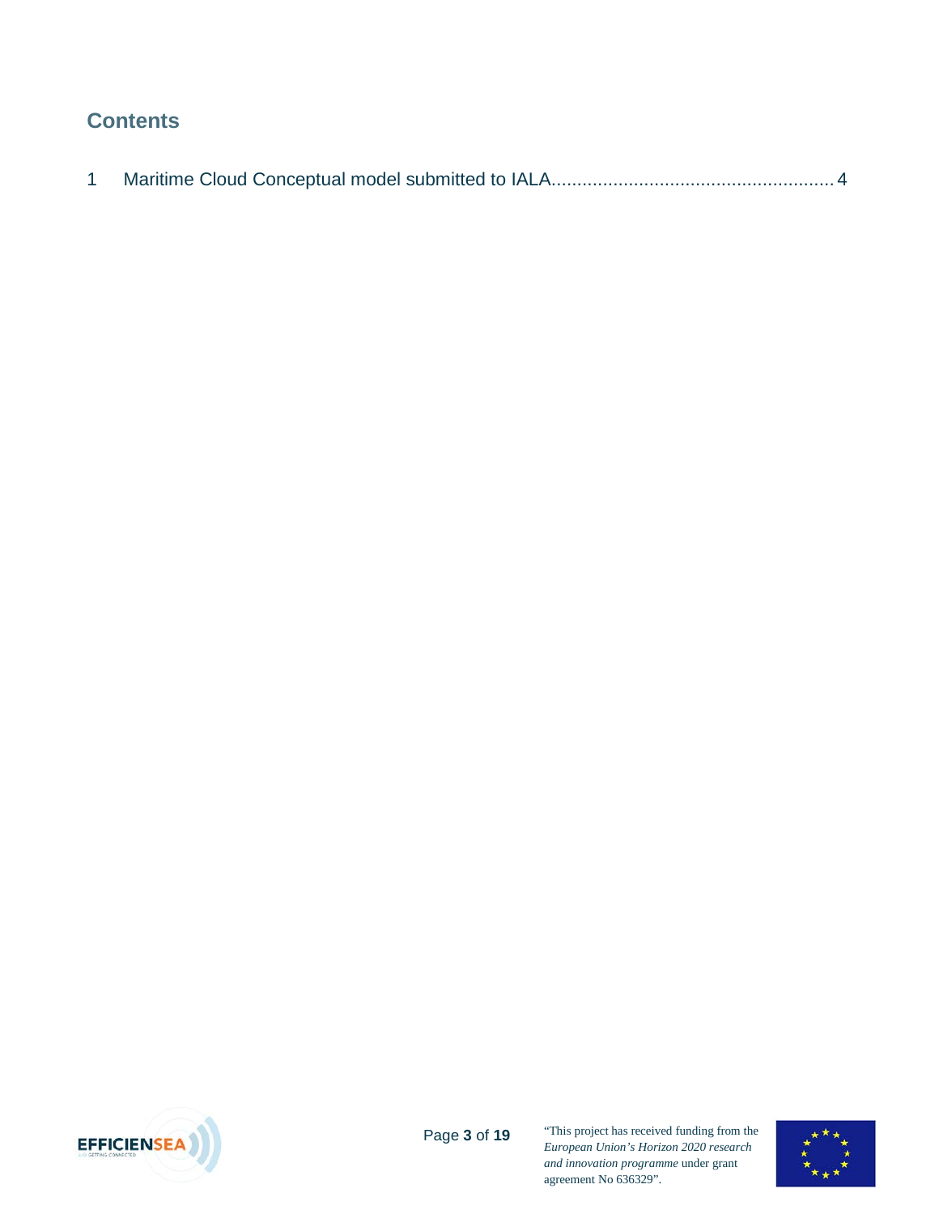## Contents

1 Maritime Cloud Conceptual model submitted to IALA ........................................................ 4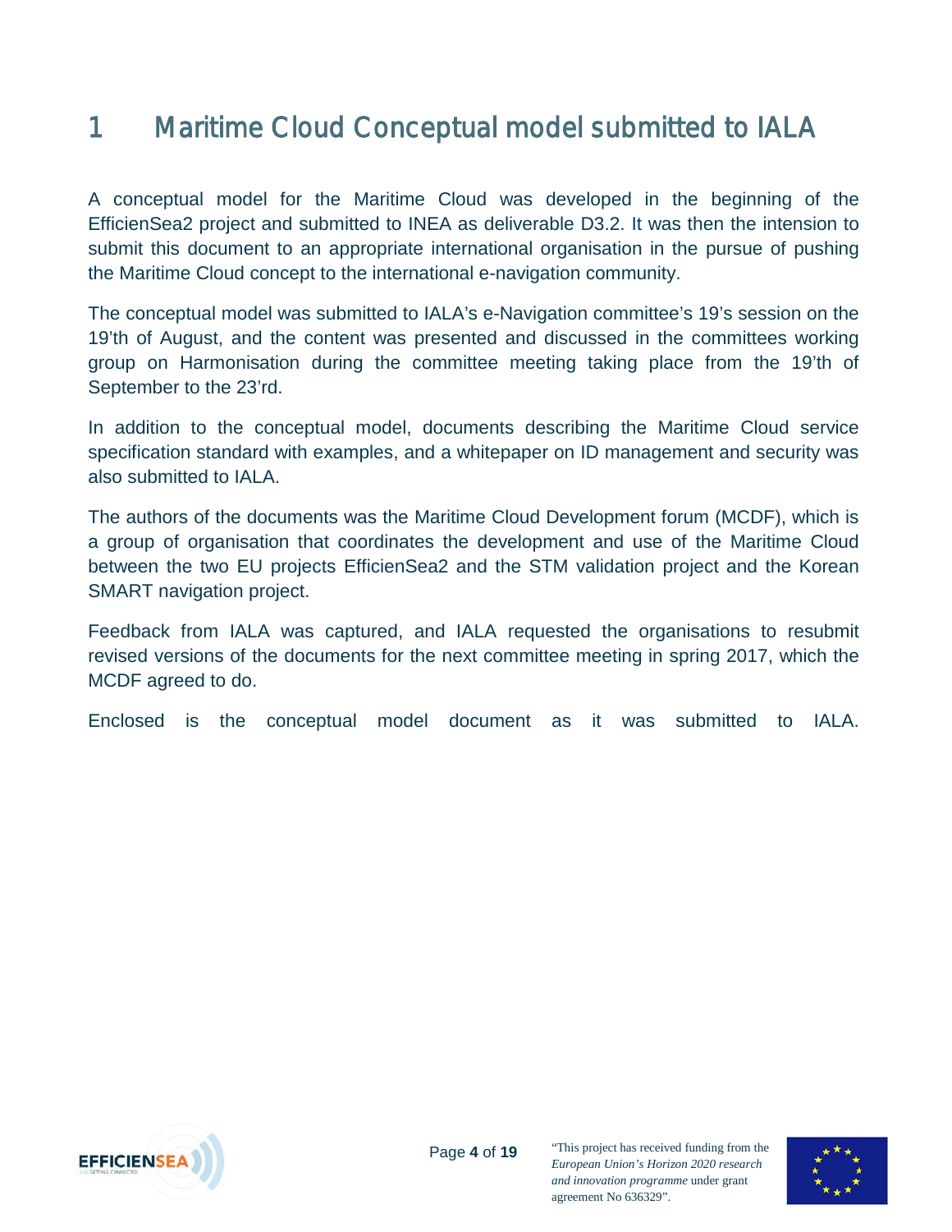# 1 Maritime Cloud Conceptual model submitted to IALA

A conceptual model for the Maritime Cloud was developed in the beginning of the EfficienSea2 project and submitted to INEA as deliverable D3.2. It was then the intension to submit this document to an appropriate international organisation in the pursue of pushing the Maritime Cloud concept to the international e-navigation community.

The conceptual model was submitted to IALA's e-Navigation committee's 19's session on the 19'th of August, and the content was presented and discussed in the committees working group on Harmonisation during the committee meeting taking place from the 19'th of September to the 23'rd.

In addition to the conceptual model, documents describing the Maritime Cloud service specification standard with examples, and a whitepaper on ID management and security was also submitted to IALA.

The authors of the documents was the Maritime Cloud Development forum (MCDF), which is a group of organisation that coordinates the development and use of the Maritime Cloud between the two EU projects EfficienSea2 and the STM validation project and the Korean SMART navigation project.

Feedback from IALA was captured, and IALA requested the organisations to resubmit revised versions of the documents for the next committee meeting in spring 2017, which the MCDF agreed to do.

Enclosed is the conceptual model document as it was submitted to IALA.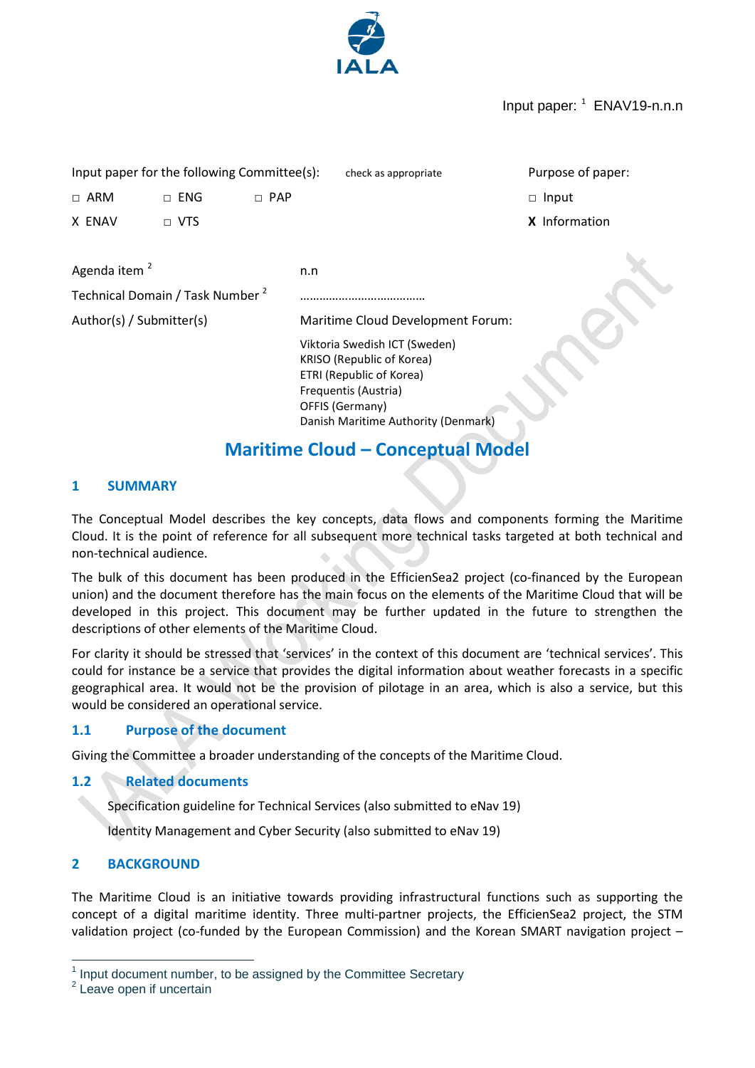Input paper: [1] ENAV19-n.n.n

Input paper for the following Committee(s): check as appropriate

□ ARM □ ENG □ PAP

X ENAV □ VTS

Purpose of paper:

□ Input

**X** Information

| | |
|---|---|
| Agenda item [2] | n.n |
| Technical Domain / Task Number [2] | ……………………………… |
| Author(s) / Submitter(s) | Maritime Cloud Development Forum:<br>Viktoria Swedish ICT (Sweden)<br>KRISO (Republic of Korea)<br>ETRI (Republic of Korea)<br>Frequentis (Austria)<br>OFFIS (Germany)<br>Danish Maritime Authority (Denmark) |

# Maritime Cloud – Conceptual Model

## 1 SUMMARY

The Conceptual Model describes the key concepts, data flows and components forming the Maritime Cloud. It is the point of reference for all subsequent more technical tasks targeted at both technical and non-technical audience.

The bulk of this document has been produced in the EfficienSea2 project (co-financed by the European union) and the document therefore has the main focus on the elements of the Maritime Cloud that will be developed in this project. This document may be further updated in the future to strengthen the descriptions of other elements of the Maritime Cloud.

For clarity it should be stressed that 'services' in the context of this document are 'technical services'. This could for instance be a service that provides the digital information about weather forecasts in a specific geographical area. It would not be the provision of pilotage in an area, which is also a service, but this would be considered an operational service.

### 1.1 Purpose of the document

Giving the Committee a broader understanding of the concepts of the Maritime Cloud.

### 1.2 Related documents

Specification guideline for Technical Services (also submitted to eNav 19)

Identity Management and Cyber Security (also submitted to eNav 19)

## 2 BACKGROUND

The Maritime Cloud is an initiative towards providing infrastructural functions such as supporting the concept of a digital maritime identity. Three multi-partner projects, the EfficienSea2 project, the STM validation project (co-funded by the European Commission) and the Korean SMART navigation project –

---

[1] Input document number, to be assigned by the Committee Secretary

[2] Leave open if uncertain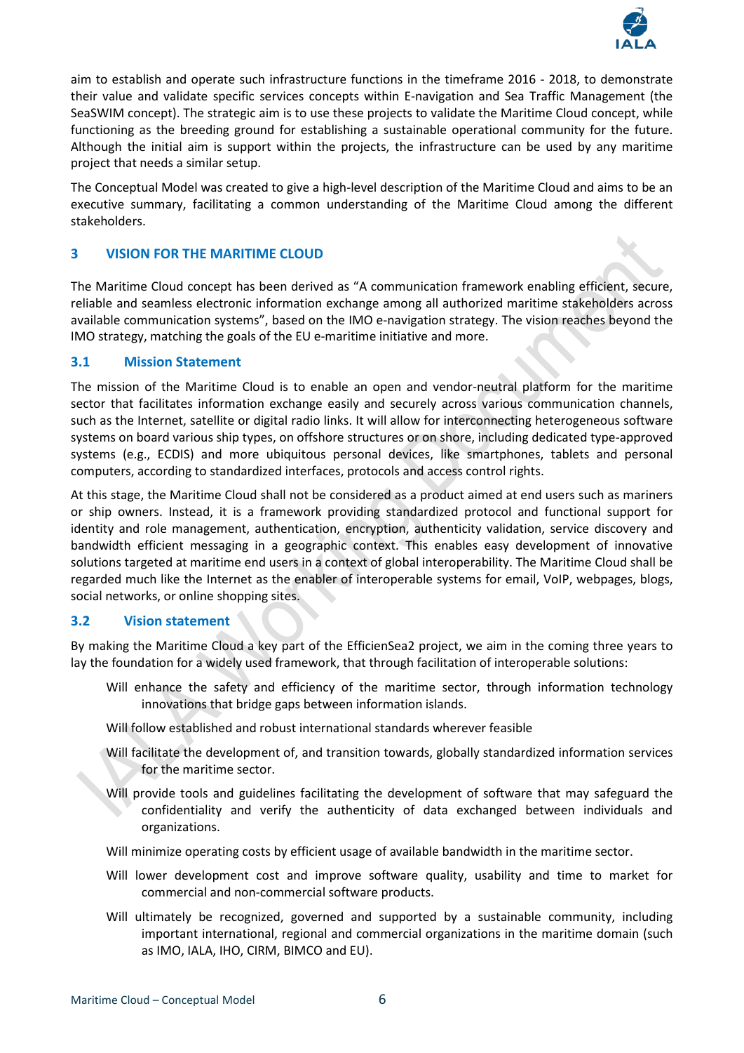aim to establish and operate such infrastructure functions in the timeframe 2016 - 2018, to demonstrate their value and validate specific services concepts within E-navigation and Sea Traffic Management (the SeaSWIM concept). The strategic aim is to use these projects to validate the Maritime Cloud concept, while functioning as the breeding ground for establishing a sustainable operational community for the future. Although the initial aim is support within the projects, the infrastructure can be used by any maritime project that needs a similar setup.

The Conceptual Model was created to give a high-level description of the Maritime Cloud and aims to be an executive summary, facilitating a common understanding of the Maritime Cloud among the different stakeholders.

# 3 VISION FOR THE MARITIME CLOUD

The Maritime Cloud concept has been derived as "A communication framework enabling efficient, secure, reliable and seamless electronic information exchange among all authorized maritime stakeholders across available communication systems", based on the IMO e-navigation strategy. The vision reaches beyond the IMO strategy, matching the goals of the EU e-maritime initiative and more.

## 3.1 Mission Statement

The mission of the Maritime Cloud is to enable an open and vendor-neutral platform for the maritime sector that facilitates information exchange easily and securely across various communication channels, such as the Internet, satellite or digital radio links. It will allow for interconnecting heterogeneous software systems on board various ship types, on offshore structures or on shore, including dedicated type-approved systems (e.g., ECDIS) and more ubiquitous personal devices, like smartphones, tablets and personal computers, according to standardized interfaces, protocols and access control rights.

At this stage, the Maritime Cloud shall not be considered as a product aimed at end users such as mariners or ship owners. Instead, it is a framework providing standardized protocol and functional support for identity and role management, authentication, encryption, authenticity validation, service discovery and bandwidth efficient messaging in a geographic context. This enables easy development of innovative solutions targeted at maritime end users in a context of global interoperability. The Maritime Cloud shall be regarded much like the Internet as the enabler of interoperable systems for email, VoIP, webpages, blogs, social networks, or online shopping sites.

## 3.2 Vision statement

By making the Maritime Cloud a key part of the EfficienSea2 project, we aim in the coming three years to lay the foundation for a widely used framework, that through facilitation of interoperable solutions:

- Will enhance the safety and efficiency of the maritime sector, through information technology innovations that bridge gaps between information islands.
- Will follow established and robust international standards wherever feasible
- Will facilitate the development of, and transition towards, globally standardized information services for the maritime sector.
- Will provide tools and guidelines facilitating the development of software that may safeguard the confidentiality and verify the authenticity of data exchanged between individuals and organizations.
- Will minimize operating costs by efficient usage of available bandwidth in the maritime sector.
- Will lower development cost and improve software quality, usability and time to market for commercial and non-commercial software products.
- Will ultimately be recognized, governed and supported by a sustainable community, including important international, regional and commercial organizations in the maritime domain (such as IMO, IALA, IHO, CIRM, BIMCO and EU).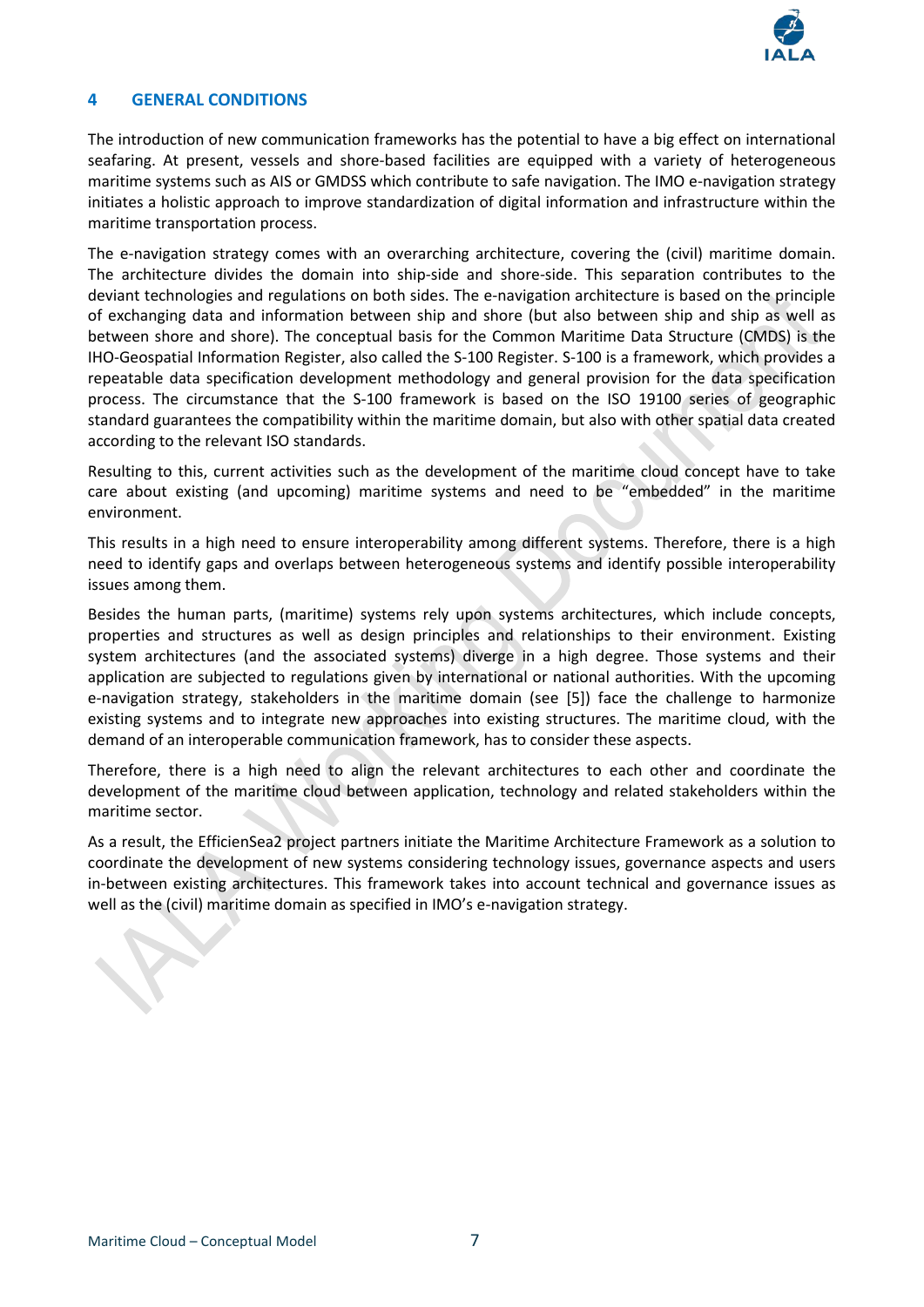# 4 GENERAL CONDITIONS

The introduction of new communication frameworks has the potential to have a big effect on international seafaring. At present, vessels and shore-based facilities are equipped with a variety of heterogeneous maritime systems such as AIS or GMDSS which contribute to safe navigation. The IMO e-navigation strategy initiates a holistic approach to improve standardization of digital information and infrastructure within the maritime transportation process.

The e-navigation strategy comes with an overarching architecture, covering the (civil) maritime domain. The architecture divides the domain into ship-side and shore-side. This separation contributes to the deviant technologies and regulations on both sides. The e-navigation architecture is based on the principle of exchanging data and information between ship and shore (but also between ship and ship as well as between shore and shore). The conceptual basis for the Common Maritime Data Structure (CMDS) is the IHO-Geospatial Information Register, also called the S-100 Register. S-100 is a framework, which provides a repeatable data specification development methodology and general provision for the data specification process. The circumstance that the S-100 framework is based on the ISO 19100 series of geographic standard guarantees the compatibility within the maritime domain, but also with other spatial data created according to the relevant ISO standards.

Resulting to this, current activities such as the development of the maritime cloud concept have to take care about existing (and upcoming) maritime systems and need to be "embedded" in the maritime environment.

This results in a high need to ensure interoperability among different systems. Therefore, there is a high need to identify gaps and overlaps between heterogeneous systems and identify possible interoperability issues among them.

Besides the human parts, (maritime) systems rely upon systems architectures, which include concepts, properties and structures as well as design principles and relationships to their environment. Existing system architectures (and the associated systems) diverge in a high degree. Those systems and their application are subjected to regulations given by international or national authorities. With the upcoming e-navigation strategy, stakeholders in the maritime domain (see [5]) face the challenge to harmonize existing systems and to integrate new approaches into existing structures. The maritime cloud, with the demand of an interoperable communication framework, has to consider these aspects.

Therefore, there is a high need to align the relevant architectures to each other and coordinate the development of the maritime cloud between application, technology and related stakeholders within the maritime sector.

As a result, the EfficienSea2 project partners initiate the Maritime Architecture Framework as a solution to coordinate the development of new systems considering technology issues, governance aspects and users in-between existing architectures. This framework takes into account technical and governance issues as well as the (civil) maritime domain as specified in IMO's e-navigation strategy.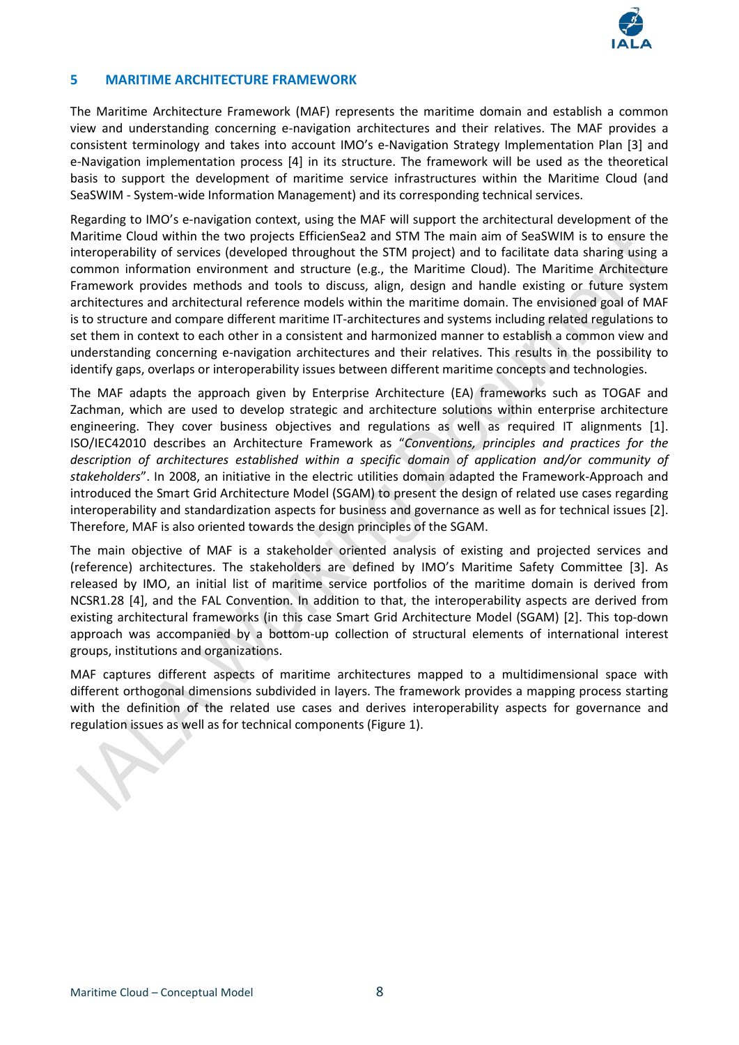## 5 MARITIME ARCHITECTURE FRAMEWORK

The Maritime Architecture Framework (MAF) represents the maritime domain and establish a common view and understanding concerning e-navigation architectures and their relatives. The MAF provides a consistent terminology and takes into account IMO's e-Navigation Strategy Implementation Plan [3] and e-Navigation implementation process [4] in its structure. The framework will be used as the theoretical basis to support the development of maritime service infrastructures within the Maritime Cloud (and SeaSWIM - System-wide Information Management) and its corresponding technical services.

Regarding to IMO's e-navigation context, using the MAF will support the architectural development of the Maritime Cloud within the two projects EfficienSea2 and STM The main aim of SeaSWIM is to ensure the interoperability of services (developed throughout the STM project) and to facilitate data sharing using a common information environment and structure (e.g., the Maritime Cloud). The Maritime Architecture Framework provides methods and tools to discuss, align, design and handle existing or future system architectures and architectural reference models within the maritime domain. The envisioned goal of MAF is to structure and compare different maritime IT-architectures and systems including related regulations to set them in context to each other in a consistent and harmonized manner to establish a common view and understanding concerning e-navigation architectures and their relatives. This results in the possibility to identify gaps, overlaps or interoperability issues between different maritime concepts and technologies.

The MAF adapts the approach given by Enterprise Architecture (EA) frameworks such as TOGAF and Zachman, which are used to develop strategic and architecture solutions within enterprise architecture engineering. They cover business objectives and regulations as well as required IT alignments [1]. ISO/IEC42010 describes an Architecture Framework as "*Conventions, principles and practices for the description of architectures established within a specific domain of application and/or community of stakeholders*". In 2008, an initiative in the electric utilities domain adapted the Framework-Approach and introduced the Smart Grid Architecture Model (SGAM) to present the design of related use cases regarding interoperability and standardization aspects for business and governance as well as for technical issues [2]. Therefore, MAF is also oriented towards the design principles of the SGAM.

The main objective of MAF is a stakeholder oriented analysis of existing and projected services and (reference) architectures. The stakeholders are defined by IMO's Maritime Safety Committee [3]. As released by IMO, an initial list of maritime service portfolios of the maritime domain is derived from NCSR1.28 [4], and the FAL Convention. In addition to that, the interoperability aspects are derived from existing architectural frameworks (in this case Smart Grid Architecture Model (SGAM) [2]. This top-down approach was accompanied by a bottom-up collection of structural elements of international interest groups, institutions and organizations.

MAF captures different aspects of maritime architectures mapped to a multidimensional space with different orthogonal dimensions subdivided in layers. The framework provides a mapping process starting with the definition of the related use cases and derives interoperability aspects for governance and regulation issues as well as for technical components (Figure 1).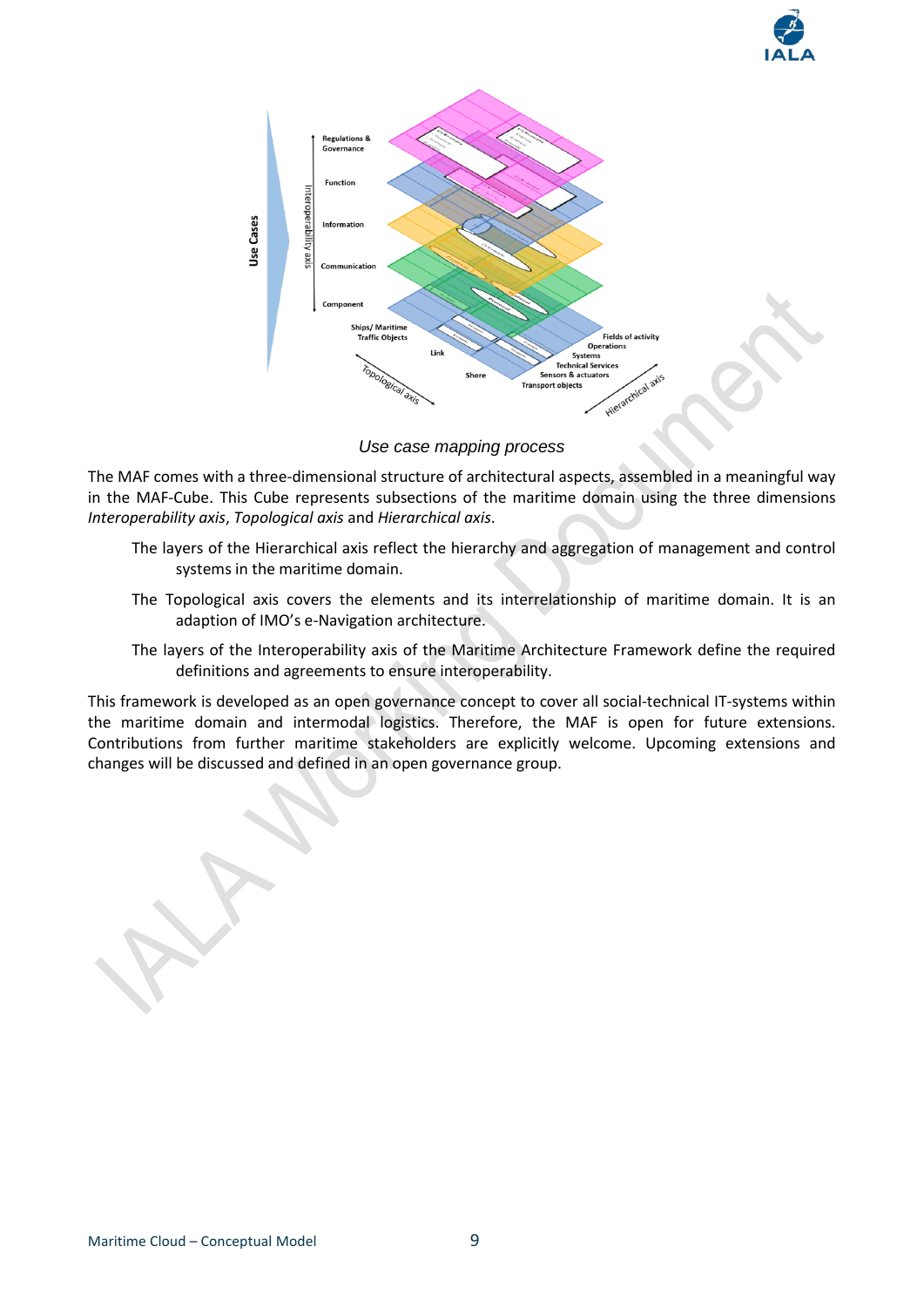*Use case mapping process*

The MAF comes with a three-dimensional structure of architectural aspects, assembled in a meaningful way in the MAF-Cube. This Cube represents subsections of the maritime domain using the three dimensions *Interoperability axis*, *Topological axis* and *Hierarchical axis*.

The layers of the Hierarchical axis reflect the hierarchy and aggregation of management and control systems in the maritime domain.

The Topological axis covers the elements and its interrelationship of maritime domain. It is an adaption of IMO's e-Navigation architecture.

The layers of the Interoperability axis of the Maritime Architecture Framework define the required definitions and agreements to ensure interoperability.

This framework is developed as an open governance concept to cover all social-technical IT-systems within the maritime domain and intermodal logistics. Therefore, the MAF is open for future extensions. Contributions from further maritime stakeholders are explicitly welcome. Upcoming extensions and changes will be discussed and defined in an open governance group.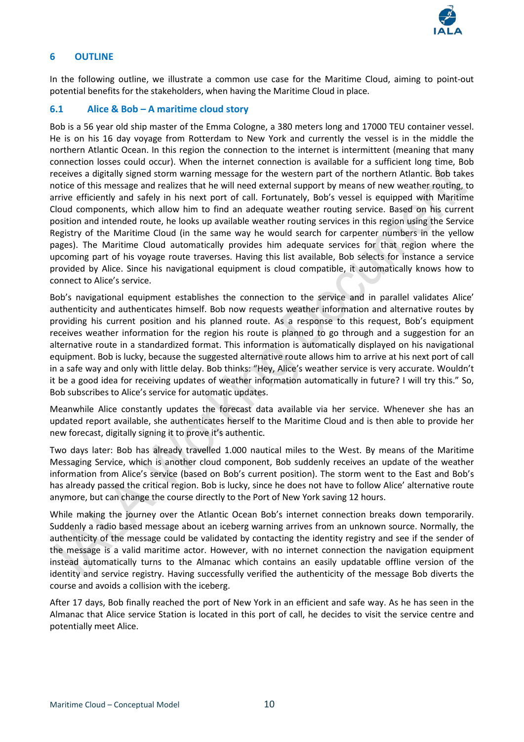# 6 OUTLINE

In the following outline, we illustrate a common use case for the Maritime Cloud, aiming to point-out potential benefits for the stakeholders, when having the Maritime Cloud in place.

## 6.1 Alice & Bob – A maritime cloud story

Bob is a 56 year old ship master of the Emma Cologne, a 380 meters long and 17000 TEU container vessel. He is on his 16 day voyage from Rotterdam to New York and currently the vessel is in the middle the northern Atlantic Ocean. In this region the connection to the internet is intermittent (meaning that many connection losses could occur). When the internet connection is available for a sufficient long time, Bob receives a digitally signed storm warning message for the western part of the northern Atlantic. Bob takes notice of this message and realizes that he will need external support by means of new weather routing, to arrive efficiently and safely in his next port of call. Fortunately, Bob's vessel is equipped with Maritime Cloud components, which allow him to find an adequate weather routing service. Based on his current position and intended route, he looks up available weather routing services in this region using the Service Registry of the Maritime Cloud (in the same way he would search for carpenter numbers in the yellow pages). The Maritime Cloud automatically provides him adequate services for that region where the upcoming part of his voyage route traverses. Having this list available, Bob selects for instance a service provided by Alice. Since his navigational equipment is cloud compatible, it automatically knows how to connect to Alice's service.

Bob's navigational equipment establishes the connection to the service and in parallel validates Alice' authenticity and authenticates himself. Bob now requests weather information and alternative routes by providing his current position and his planned route. As a response to this request, Bob's equipment receives weather information for the region his route is planned to go through and a suggestion for an alternative route in a standardized format. This information is automatically displayed on his navigational equipment. Bob is lucky, because the suggested alternative route allows him to arrive at his next port of call in a safe way and only with little delay. Bob thinks: "Hey, Alice's weather service is very accurate. Wouldn't it be a good idea for receiving updates of weather information automatically in future? I will try this." So, Bob subscribes to Alice's service for automatic updates.

Meanwhile Alice constantly updates the forecast data available via her service. Whenever she has an updated report available, she authenticates herself to the Maritime Cloud and is then able to provide her new forecast, digitally signing it to prove it's authentic.

Two days later: Bob has already travelled 1.000 nautical miles to the West. By means of the Maritime Messaging Service, which is another cloud component, Bob suddenly receives an update of the weather information from Alice's service (based on Bob's current position). The storm went to the East and Bob's has already passed the critical region. Bob is lucky, since he does not have to follow Alice' alternative route anymore, but can change the course directly to the Port of New York saving 12 hours.

While making the journey over the Atlantic Ocean Bob's internet connection breaks down temporarily. Suddenly a radio based message about an iceberg warning arrives from an unknown source. Normally, the authenticity of the message could be validated by contacting the identity registry and see if the sender of the message is a valid maritime actor. However, with no internet connection the navigation equipment instead automatically turns to the Almanac which contains an easily updatable offline version of the identity and service registry. Having successfully verified the authenticity of the message Bob diverts the course and avoids a collision with the iceberg.

After 17 days, Bob finally reached the port of New York in an efficient and safe way. As he has seen in the Almanac that Alice service Station is located in this port of call, he decides to visit the service centre and potentially meet Alice.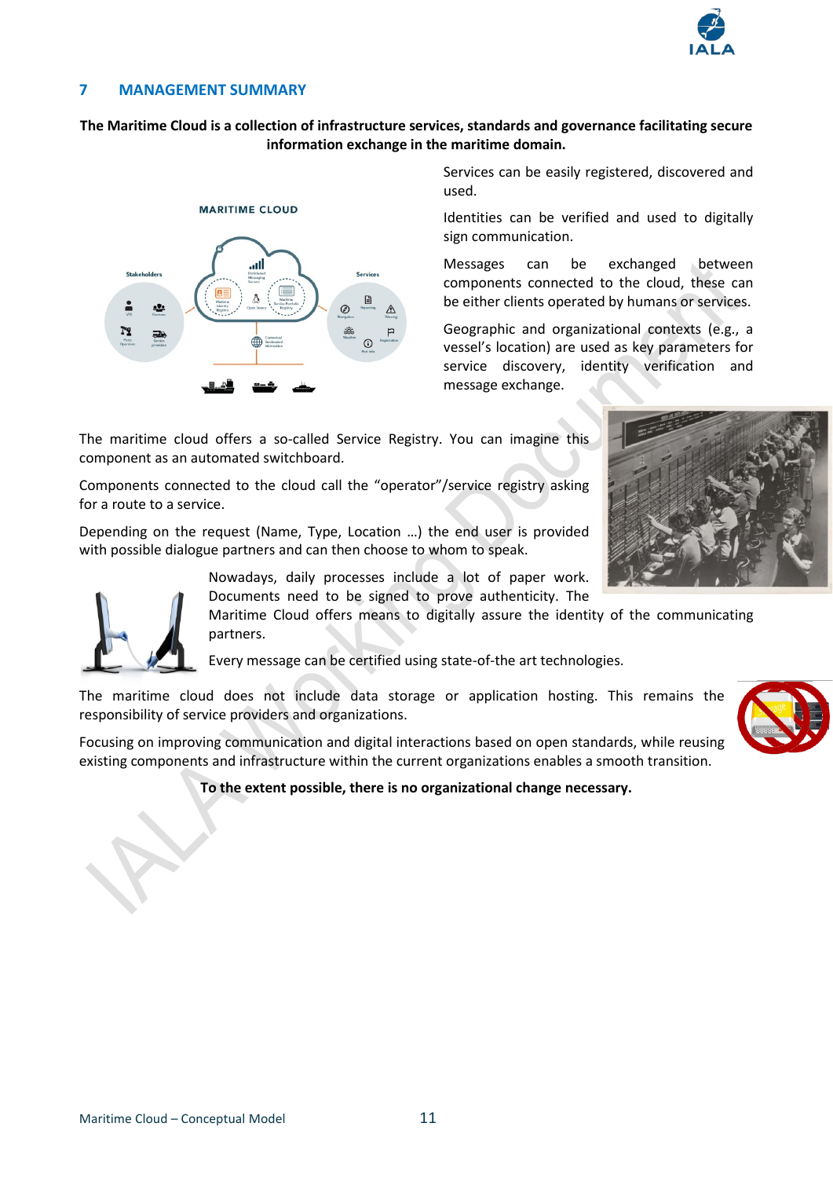# 7 MANAGEMENT SUMMARY

**The Maritime Cloud is a collection of infrastructure services, standards and governance facilitating secure information exchange in the maritime domain.**

Services can be easily registered, discovered and used.

Identities can be verified and used to digitally sign communication.

Messages can be exchanged between components connected to the cloud, these can be either clients operated by humans or services.

Geographic and organizational contexts (e.g., a vessel's location) are used as key parameters for service discovery, identity verification and message exchange.

The maritime cloud offers a so-called Service Registry. You can imagine this component as an automated switchboard.

Components connected to the cloud call the "operator"/service registry asking for a route to a service.

Depending on the request (Name, Type, Location …) the end user is provided with possible dialogue partners and can then choose to whom to speak.

Nowadays, daily processes include a lot of paper work. Documents need to be signed to prove authenticity. The Maritime Cloud offers means to digitally assure the identity of the communicating partners.

Every message can be certified using state-of-the art technologies.

The maritime cloud does not include data storage or application hosting. This remains the responsibility of service providers and organizations.

Focusing on improving communication and digital interactions based on open standards, while reusing existing components and infrastructure within the current organizations enables a smooth transition.

**To the extent possible, there is no organizational change necessary.**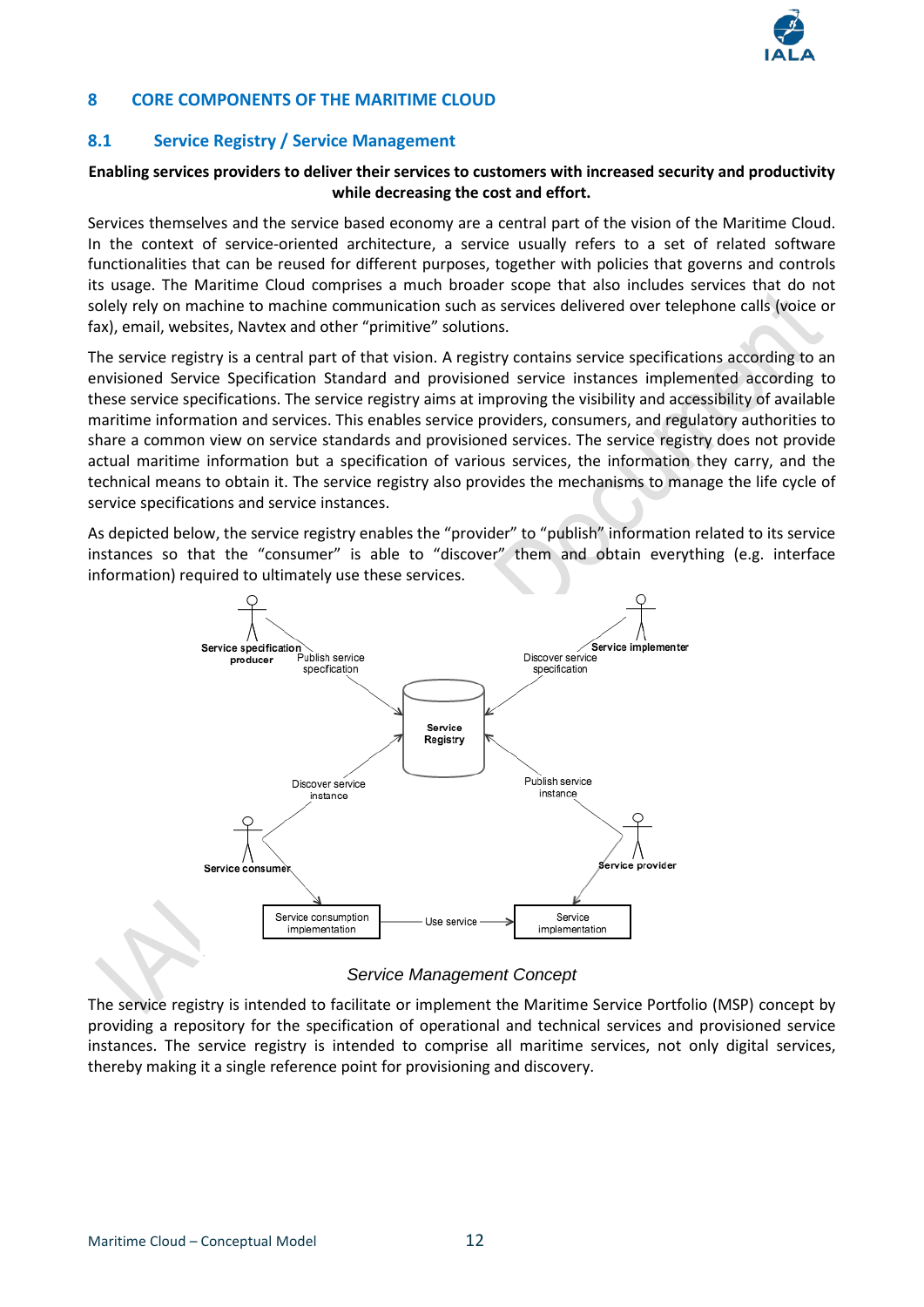## 8 CORE COMPONENTS OF THE MARITIME CLOUD

### 8.1 Service Registry / Service Management

**Enabling services providers to deliver their services to customers with increased security and productivity while decreasing the cost and effort.**

Services themselves and the service based economy are a central part of the vision of the Maritime Cloud. In the context of service-oriented architecture, a service usually refers to a set of related software functionalities that can be reused for different purposes, together with policies that governs and controls its usage. The Maritime Cloud comprises a much broader scope that also includes services that do not solely rely on machine to machine communication such as services delivered over telephone calls (voice or fax), email, websites, Navtex and other "primitive" solutions.

The service registry is a central part of that vision. A registry contains service specifications according to an envisioned Service Specification Standard and provisioned service instances implemented according to these service specifications. The service registry aims at improving the visibility and accessibility of available maritime information and services. This enables service providers, consumers, and regulatory authorities to share a common view on service standards and provisioned services. The service registry does not provide actual maritime information but a specification of various services, the information they carry, and the technical means to obtain it. The service registry also provides the mechanisms to manage the life cycle of service specifications and service instances.

As depicted below, the service registry enables the "provider" to "publish" information related to its service instances so that the "consumer" is able to "discover" them and obtain everything (e.g. interface information) required to ultimately use these services.

*Service Management Concept*

The service registry is intended to facilitate or implement the Maritime Service Portfolio (MSP) concept by providing a repository for the specification of operational and technical services and provisioned service instances. The service registry is intended to comprise all maritime services, not only digital services, thereby making it a single reference point for provisioning and discovery.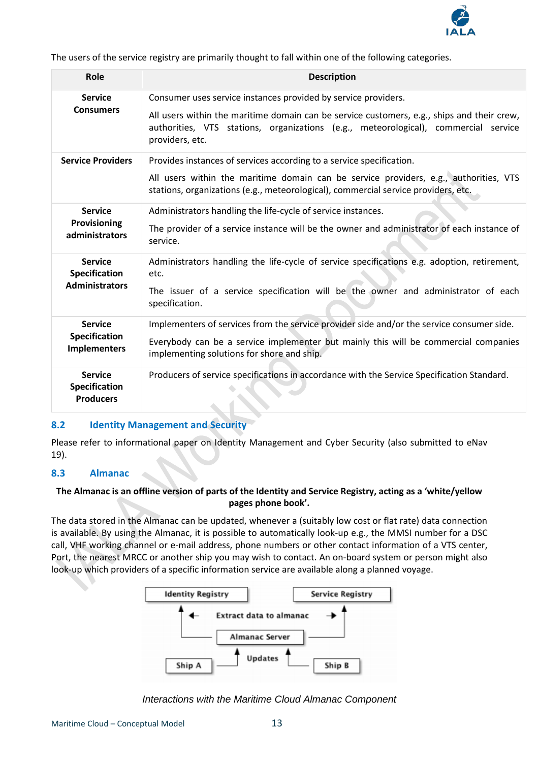The users of the service registry are primarily thought to fall within one of the following categories.

| Role | Description |
|---|---|
| **Service Consumers** | Consumer uses service instances provided by service providers.<br><br>All users within the maritime domain can be service customers, e.g., ships and their crew, authorities, VTS stations, organizations (e.g., meteorological), commercial service providers, etc. |
| **Service Providers** | Provides instances of services according to a service specification.<br><br>All users within the maritime domain can be service providers, e.g., authorities, VTS stations, organizations (e.g., meteorological), commercial service providers, etc. |
| **Service Provisioning administrators** | Administrators handling the life-cycle of service instances.<br><br>The provider of a service instance will be the owner and administrator of each instance of service. |
| **Service Specification Administrators** | Administrators handling the life-cycle of service specifications e.g. adoption, retirement, etc.<br><br>The issuer of a service specification will be the owner and administrator of each specification. |
| **Service Specification Implementers** | Implementers of services from the service provider side and/or the service consumer side.<br><br>Everybody can be a service implementer but mainly this will be commercial companies implementing solutions for shore and ship. |
| **Service Specification Producers** | Producers of service specifications in accordance with the Service Specification Standard. |

## 8.2 Identity Management and Security

Please refer to informational paper on Identity Management and Cyber Security (also submitted to eNav 19).

## 8.3 Almanac

**The Almanac is an offline version of parts of the Identity and Service Registry, acting as a 'white/yellow pages phone book'.**

The data stored in the Almanac can be updated, whenever a (suitably low cost or flat rate) data connection is available. By using the Almanac, it is possible to automatically look-up e.g., the MMSI number for a DSC call, VHF working channel or e-mail address, phone numbers or other contact information of a VTS center, Port, the nearest MRCC or another ship you may wish to contact. An on-board system or person might also look-up which providers of a specific information service are available along a planned voyage.

Identity Registry — Service Registry — Extract data to almanac — Almanac Server — Updates — Ship A — Ship B

*Interactions with the Maritime Cloud Almanac Component*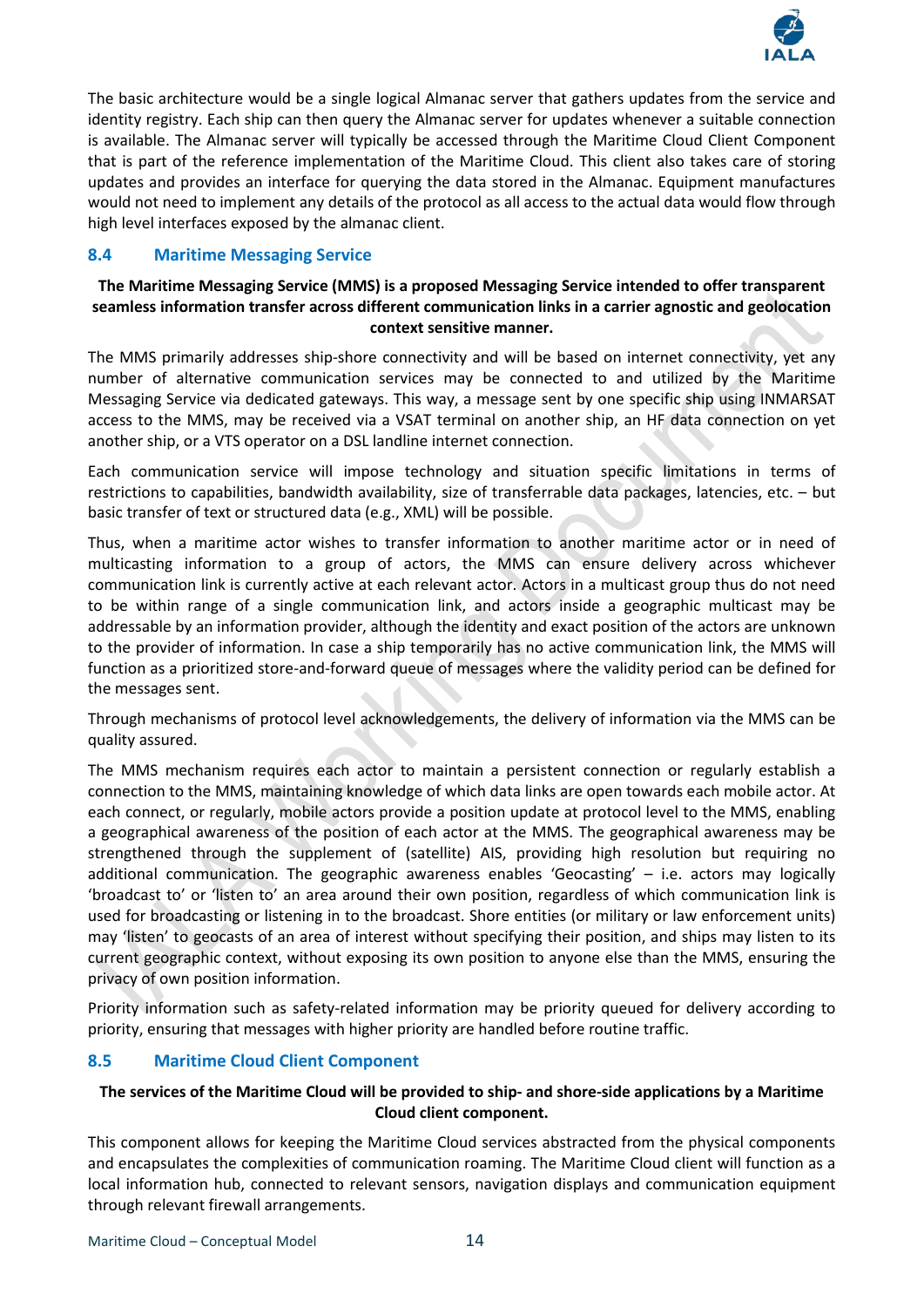The basic architecture would be a single logical Almanac server that gathers updates from the service and identity registry. Each ship can then query the Almanac server for updates whenever a suitable connection is available. The Almanac server will typically be accessed through the Maritime Cloud Client Component that is part of the reference implementation of the Maritime Cloud. This client also takes care of storing updates and provides an interface for querying the data stored in the Almanac. Equipment manufactures would not need to implement any details of the protocol as all access to the actual data would flow through high level interfaces exposed by the almanac client.

## 8.4 Maritime Messaging Service

**The Maritime Messaging Service (MMS) is a proposed Messaging Service intended to offer transparent seamless information transfer across different communication links in a carrier agnostic and geolocation context sensitive manner.**

The MMS primarily addresses ship-shore connectivity and will be based on internet connectivity, yet any number of alternative communication services may be connected to and utilized by the Maritime Messaging Service via dedicated gateways. This way, a message sent by one specific ship using INMARSAT access to the MMS, may be received via a VSAT terminal on another ship, an HF data connection on yet another ship, or a VTS operator on a DSL landline internet connection.

Each communication service will impose technology and situation specific limitations in terms of restrictions to capabilities, bandwidth availability, size of transferrable data packages, latencies, etc. – but basic transfer of text or structured data (e.g., XML) will be possible.

Thus, when a maritime actor wishes to transfer information to another maritime actor or in need of multicasting information to a group of actors, the MMS can ensure delivery across whichever communication link is currently active at each relevant actor. Actors in a multicast group thus do not need to be within range of a single communication link, and actors inside a geographic multicast may be addressable by an information provider, although the identity and exact position of the actors are unknown to the provider of information. In case a ship temporarily has no active communication link, the MMS will function as a prioritized store-and-forward queue of messages where the validity period can be defined for the messages sent.

Through mechanisms of protocol level acknowledgements, the delivery of information via the MMS can be quality assured.

The MMS mechanism requires each actor to maintain a persistent connection or regularly establish a connection to the MMS, maintaining knowledge of which data links are open towards each mobile actor. At each connect, or regularly, mobile actors provide a position update at protocol level to the MMS, enabling a geographical awareness of the position of each actor at the MMS. The geographical awareness may be strengthened through the supplement of (satellite) AIS, providing high resolution but requiring no additional communication. The geographic awareness enables 'Geocasting' – i.e. actors may logically 'broadcast to' or 'listen to' an area around their own position, regardless of which communication link is used for broadcasting or listening in to the broadcast. Shore entities (or military or law enforcement units) may 'listen' to geocasts of an area of interest without specifying their position, and ships may listen to its current geographic context, without exposing its own position to anyone else than the MMS, ensuring the privacy of own position information.

Priority information such as safety-related information may be priority queued for delivery according to priority, ensuring that messages with higher priority are handled before routine traffic.

## 8.5 Maritime Cloud Client Component

**The services of the Maritime Cloud will be provided to ship- and shore-side applications by a Maritime Cloud client component.**

This component allows for keeping the Maritime Cloud services abstracted from the physical components and encapsulates the complexities of communication roaming. The Maritime Cloud client will function as a local information hub, connected to relevant sensors, navigation displays and communication equipment through relevant firewall arrangements.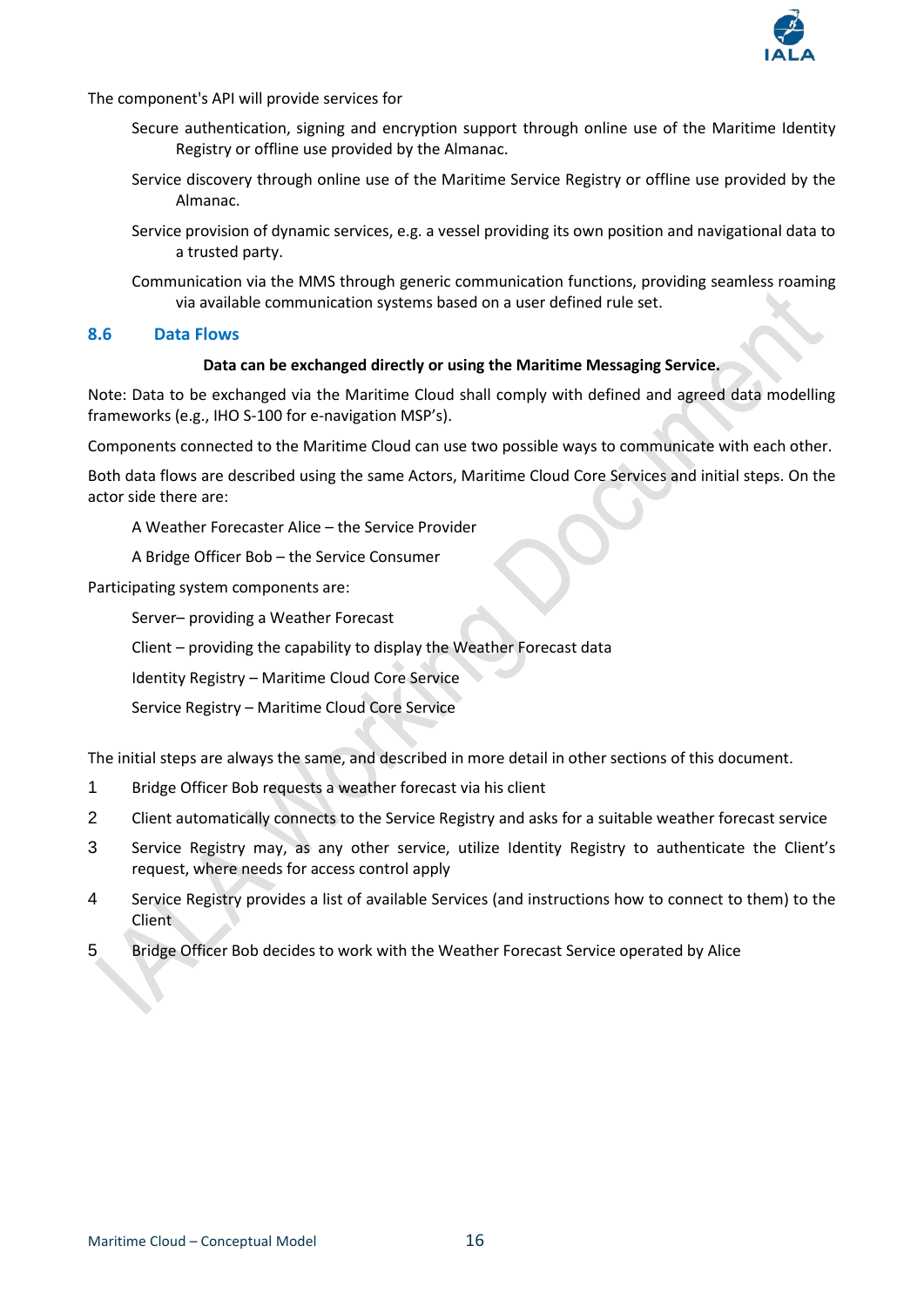The component's API will provide services for

- Secure authentication, signing and encryption support through online use of the Maritime Identity Registry or offline use provided by the Almanac.
- Service discovery through online use of the Maritime Service Registry or offline use provided by the Almanac.
- Service provision of dynamic services, e.g. a vessel providing its own position and navigational data to a trusted party.
- Communication via the MMS through generic communication functions, providing seamless roaming via available communication systems based on a user defined rule set.

## 8.6 Data Flows

**Data can be exchanged directly or using the Maritime Messaging Service.**

Note: Data to be exchanged via the Maritime Cloud shall comply with defined and agreed data modelling frameworks (e.g., IHO S-100 for e-navigation MSP's).

Components connected to the Maritime Cloud can use two possible ways to communicate with each other.

Both data flows are described using the same Actors, Maritime Cloud Core Services and initial steps. On the actor side there are:

- A Weather Forecaster Alice – the Service Provider
- A Bridge Officer Bob – the Service Consumer

Participating system components are:

- Server– providing a Weather Forecast
- Client – providing the capability to display the Weather Forecast data
- Identity Registry – Maritime Cloud Core Service
- Service Registry – Maritime Cloud Core Service

The initial steps are always the same, and described in more detail in other sections of this document.

1. Bridge Officer Bob requests a weather forecast via his client
2. Client automatically connects to the Service Registry and asks for a suitable weather forecast service
3. Service Registry may, as any other service, utilize Identity Registry to authenticate the Client's request, where needs for access control apply
4. Service Registry provides a list of available Services (and instructions how to connect to them) to the Client
5. Bridge Officer Bob decides to work with the Weather Forecast Service operated by Alice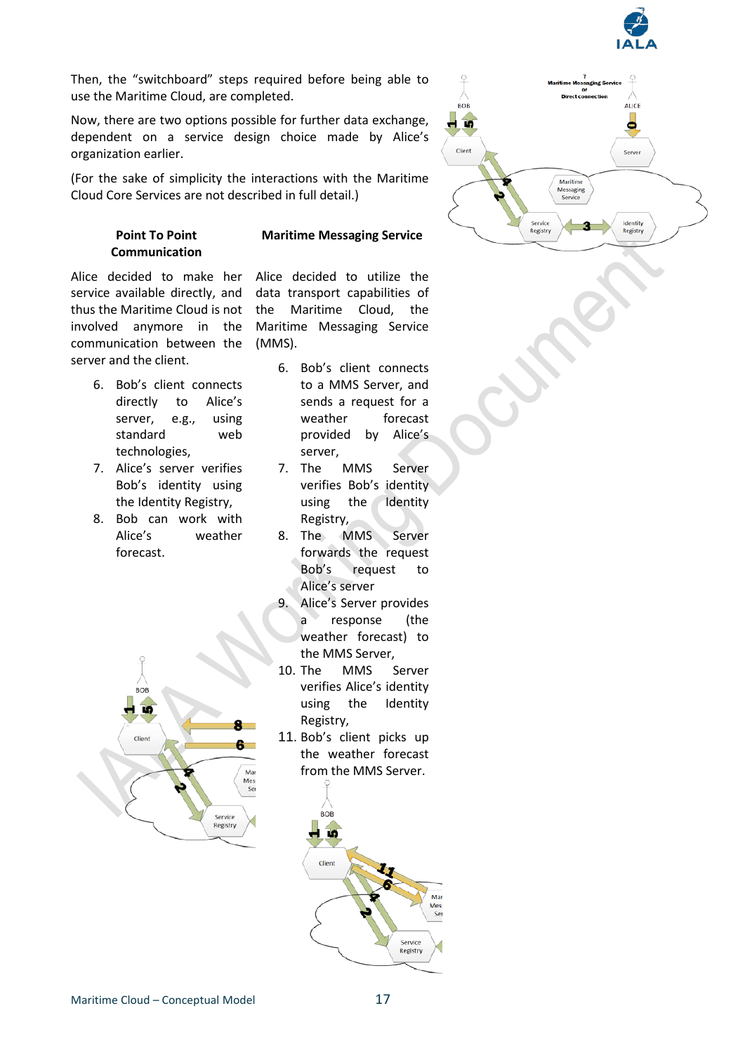Then, the "switchboard" steps required before being able to use the Maritime Cloud, are completed.

Now, there are two options possible for further data exchange, dependent on a service design choice made by Alice's organization earlier.

(For the sake of simplicity the interactions with the Maritime Cloud Core Services are not described in full detail.)

**Point To Point Communication**

Alice decided to make her service available directly, and thus the Maritime Cloud is not involved anymore in the communication between the server and the client.

6. Bob's client connects directly to Alice's server, e.g., using standard web technologies,
7. Alice's server verifies Bob's identity using the Identity Registry,
8. Bob can work with Alice's weather forecast.

**Maritime Messaging Service**

Alice decided to utilize the data transport capabilities of the Maritime Cloud, the Maritime Messaging Service (MMS).

6. Bob's client connects to a MMS Server, and sends a request for a weather forecast provided by Alice's server,
7. The MMS Server verifies Bob's identity using the Identity Registry,
8. The MMS Server forwards the request Bob's request to Alice's server
9. Alice's Server provides a response (the weather forecast) to the MMS Server,
10. The MMS Server verifies Alice's identity using the Identity Registry,
11. Bob's client picks up the weather forecast from the MMS Server.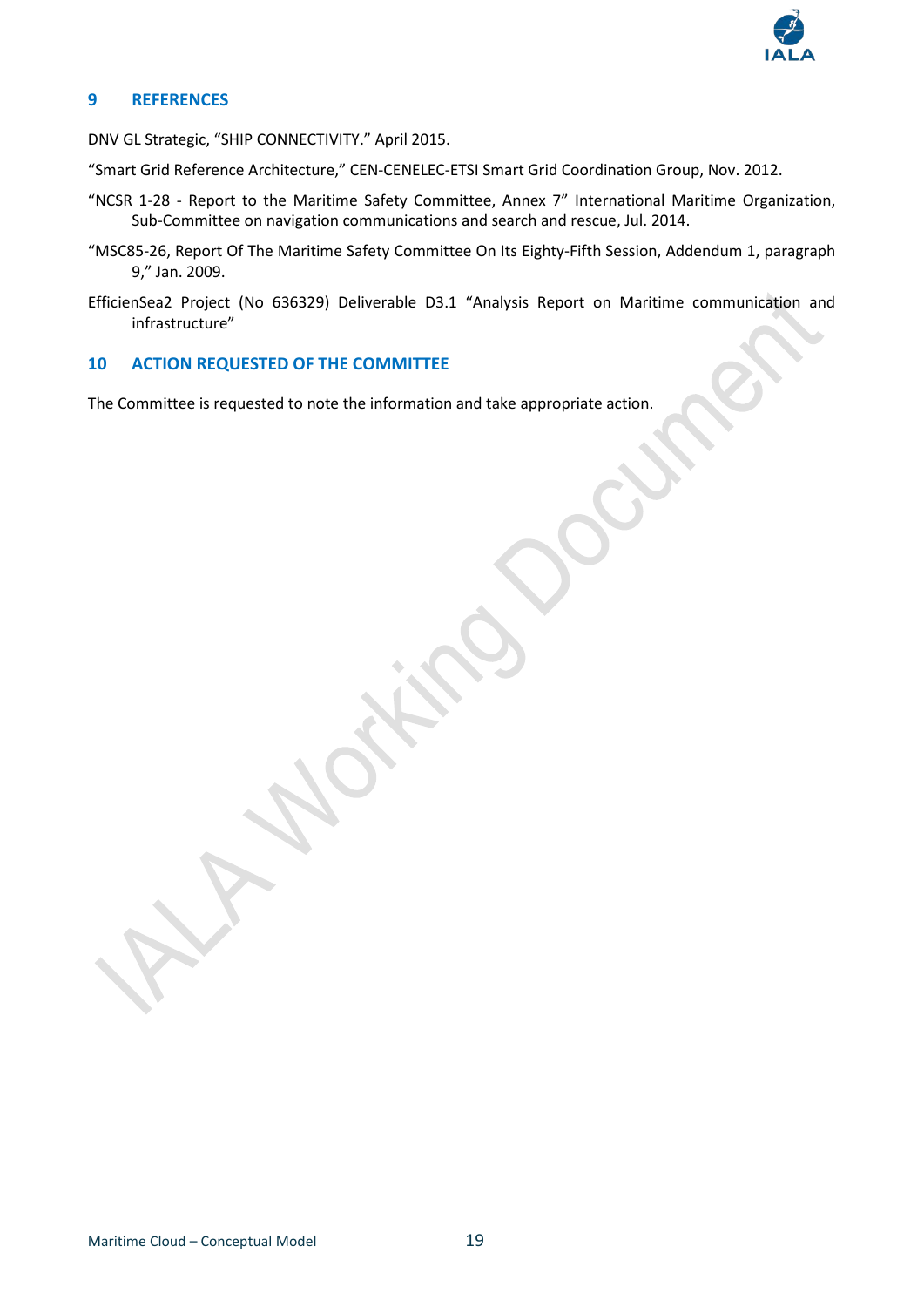# 9 REFERENCES

DNV GL Strategic, “SHIP CONNECTIVITY.” April 2015.

“Smart Grid Reference Architecture,” CEN-CENELEC-ETSI Smart Grid Coordination Group, Nov. 2012.

“NCSR 1-28 - Report to the Maritime Safety Committee, Annex 7” International Maritime Organization, Sub-Committee on navigation communications and search and rescue, Jul. 2014.

“MSC85-26, Report Of The Maritime Safety Committee On Its Eighty-Fifth Session, Addendum 1, paragraph 9,” Jan. 2009.

EfficienSea2 Project (No 636329) Deliverable D3.1 “Analysis Report on Maritime communication and infrastructure”

# 10 ACTION REQUESTED OF THE COMMITTEE

The Committee is requested to note the information and take appropriate action.